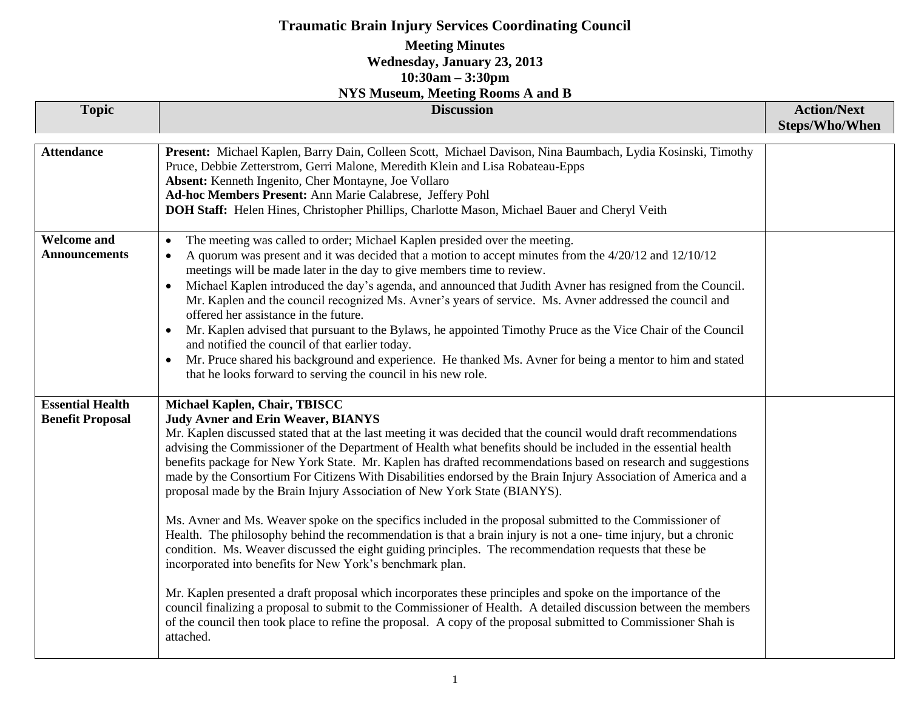# Traumatic Brain Injury Services Coordinating Council

**Meeting Minutes**
**Wednesday, January 23, 2013**
**10:30am – 3:30pm**
**NYS Museum, Meeting Rooms A and B**

| Topic | Discussion | Action/Next Steps/Who/When |
|---|---|---|
| **Attendance** | **Present:** Michael Kaplen, Barry Dain, Colleen Scott, Michael Davison, Nina Baumbach, Lydia Kosinski, Timothy Pruce, Debbie Zetterstrom, Gerri Malone, Meredith Klein and Lisa Robateau-Epps<br>**Absent:** Kenneth Ingenito, Cher Montayne, Joe Vollaro<br>**Ad-hoc Members Present:** Ann Marie Calabrese, Jeffery Pohl<br>**DOH Staff:** Helen Hines, Christopher Phillips, Charlotte Mason, Michael Bauer and Cheryl Veith | |
| **Welcome and Announcements** | • The meeting was called to order; Michael Kaplen presided over the meeting.<br>• A quorum was present and it was decided that a motion to accept minutes from the 4/20/12 and 12/10/12 meetings will be made later in the day to give members time to review.<br>• Michael Kaplen introduced the day's agenda, and announced that Judith Avner has resigned from the Council. Mr. Kaplen and the council recognized Ms. Avner's years of service. Ms. Avner addressed the council and offered her assistance in the future.<br>• Mr. Kaplen advised that pursuant to the Bylaws, he appointed Timothy Pruce as the Vice Chair of the Council and notified the council of that earlier today.<br>• Mr. Pruce shared his background and experience. He thanked Ms. Avner for being a mentor to him and stated that he looks forward to serving the council in his new role. | |
| **Essential Health Benefit Proposal** | **Michael Kaplen, Chair, TBISCC**<br>**Judy Avner and Erin Weaver, BIANYS**<br>Mr. Kaplen discussed stated that at the last meeting it was decided that the council would draft recommendations advising the Commissioner of the Department of Health what benefits should be included in the essential health benefits package for New York State. Mr. Kaplen has drafted recommendations based on research and suggestions made by the Consortium For Citizens With Disabilities endorsed by the Brain Injury Association of America and a proposal made by the Brain Injury Association of New York State (BIANYS).<br><br>Ms. Avner and Ms. Weaver spoke on the specifics included in the proposal submitted to the Commissioner of Health. The philosophy behind the recommendation is that a brain injury is not a one- time injury, but a chronic condition. Ms. Weaver discussed the eight guiding principles. The recommendation requests that these be incorporated into benefits for New York's benchmark plan.<br><br>Mr. Kaplen presented a draft proposal which incorporates these principles and spoke on the importance of the council finalizing a proposal to submit to the Commissioner of Health. A detailed discussion between the members of the council then took place to refine the proposal. A copy of the proposal submitted to Commissioner Shah is attached. | |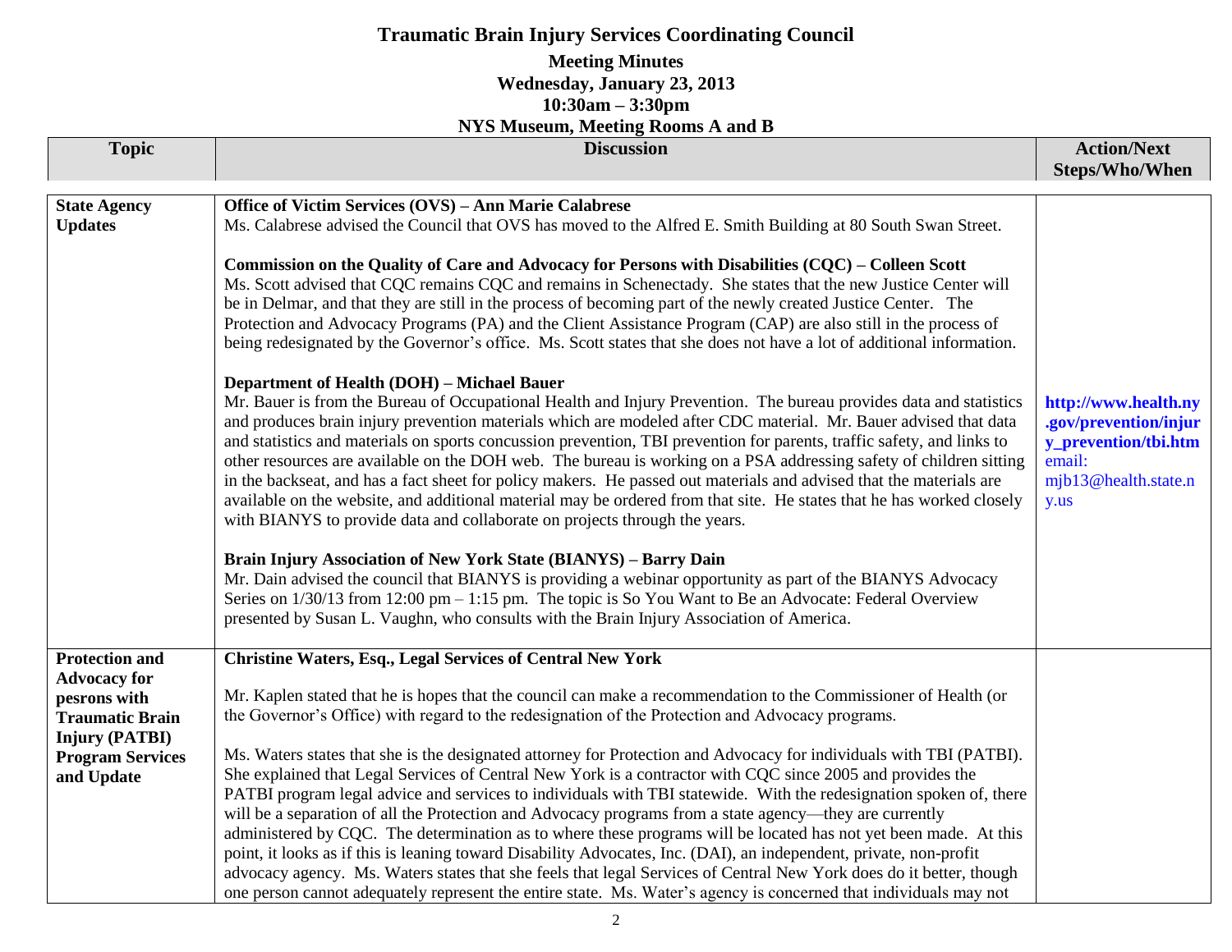# Traumatic Brain Injury Services Coordinating Council

**Meeting Minutes**
**Wednesday, January 23, 2013**
**10:30am – 3:30pm**
**NYS Museum, Meeting Rooms A and B**

| Topic | Discussion | Action/Next Steps/Who/When |
|---|---|---|
| **State Agency Updates** | **Office of Victim Services (OVS) – Ann Marie Calabrese**<br>Ms. Calabrese advised the Council that OVS has moved to the Alfred E. Smith Building at 80 South Swan Street.<br><br>**Commission on the Quality of Care and Advocacy for Persons with Disabilities (CQC) – Colleen Scott**<br>Ms. Scott advised that CQC remains CQC and remains in Schenectady. She states that the new Justice Center will be in Delmar, and that they are still in the process of becoming part of the newly created Justice Center. The Protection and Advocacy Programs (PA) and the Client Assistance Program (CAP) are also still in the process of being redesignated by the Governor's office. Ms. Scott states that she does not have a lot of additional information.<br><br>**Department of Health (DOH) – Michael Bauer**<br>Mr. Bauer is from the Bureau of Occupational Health and Injury Prevention. The bureau provides data and statistics and produces brain injury prevention materials which are modeled after CDC material. Mr. Bauer advised that data and statistics and materials on sports concussion prevention, TBI prevention for parents, traffic safety, and links to other resources are available on the DOH web. The bureau is working on a PSA addressing safety of children sitting in the backseat, and has a fact sheet for policy makers. He passed out materials and advised that the materials are available on the website, and additional material may be ordered from that site. He states that he has worked closely with BIANYS to provide data and collaborate on projects through the years.<br><br>**Brain Injury Association of New York State (BIANYS) – Barry Dain**<br>Mr. Dain advised the council that BIANYS is providing a webinar opportunity as part of the BIANYS Advocacy Series on 1/30/13 from 12:00 pm – 1:15 pm. The topic is So You Want to Be an Advocate: Federal Overview presented by Susan L. Vaughn, who consults with the Brain Injury Association of America. | **http://www.health.ny.gov/prevention/injury_prevention/tbi.htm**<br>email: mjb13@health.state.ny.us |
| **Protection and Advocacy for pesrons with Traumatic Brain Injury (PATBI) Program Services and Update** | **Christine Waters, Esq., Legal Services of Central New York**<br><br>Mr. Kaplen stated that he is hopes that the council can make a recommendation to the Commissioner of Health (or the Governor's Office) with regard to the redesignation of the Protection and Advocacy programs.<br><br>Ms. Waters states that she is the designated attorney for Protection and Advocacy for individuals with TBI (PATBI). She explained that Legal Services of Central New York is a contractor with CQC since 2005 and provides the PATBI program legal advice and services to individuals with TBI statewide. With the redesignation spoken of, there will be a separation of all the Protection and Advocacy programs from a state agency—they are currently administered by CQC. The determination as to where these programs will be located has not yet been made. At this point, it looks as if this is leaning toward Disability Advocates, Inc. (DAI), an independent, private, non-profit advocacy agency. Ms. Waters states that she feels that legal Services of Central New York does do it better, though one person cannot adequately represent the entire state. Ms. Water's agency is concerned that individuals may not | |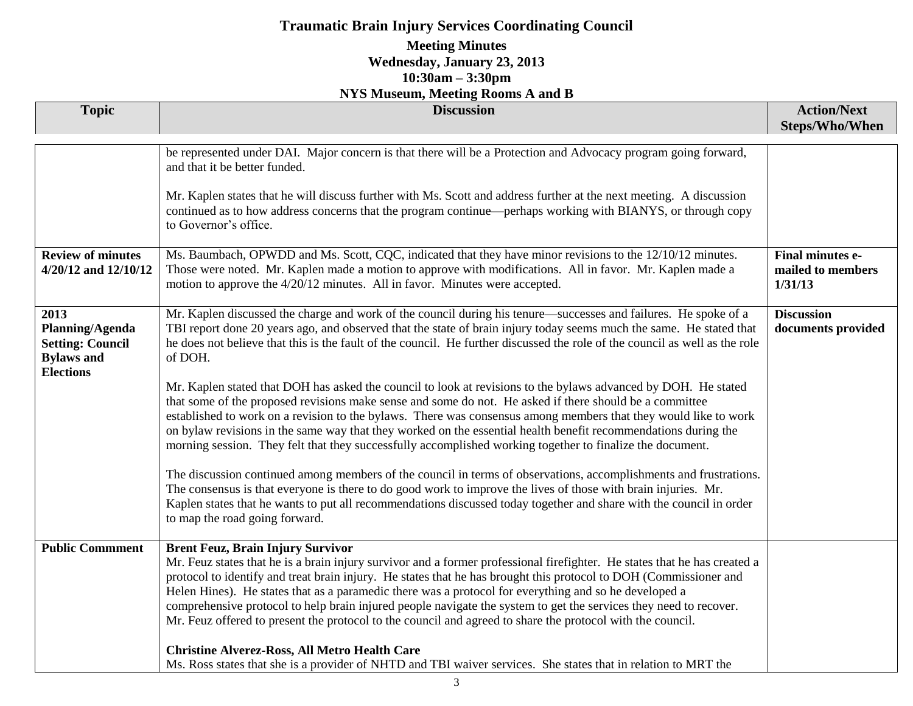# Traumatic Brain Injury Services Coordinating Council

**Meeting Minutes**
**Wednesday, January 23, 2013**
**10:30am – 3:30pm**
**NYS Museum, Meeting Rooms A and B**

| Topic | Discussion | Action/Next Steps/Who/When |
|---|---|---|
| | be represented under DAI. Major concern is that there will be a Protection and Advocacy program going forward, and that it be better funded.<br><br>Mr. Kaplen states that he will discuss further with Ms. Scott and address further at the next meeting. A discussion continued as to how address concerns that the program continue—perhaps working with BIANYS, or through copy to Governor's office. | |
| **Review of minutes 4/20/12 and 12/10/12** | Ms. Baumbach, OPWDD and Ms. Scott, CQC, indicated that they have minor revisions to the 12/10/12 minutes. Those were noted. Mr. Kaplen made a motion to approve with modifications. All in favor. Mr. Kaplen made a motion to approve the 4/20/12 minutes. All in favor. Minutes were accepted. | **Final minutes e-mailed to members 1/31/13** |
| **2013 Planning/Agenda Setting: Council Bylaws and Elections** | Mr. Kaplen discussed the charge and work of the council during his tenure—successes and failures. He spoke of a TBI report done 20 years ago, and observed that the state of brain injury today seems much the same. He stated that he does not believe that this is the fault of the council. He further discussed the role of the council as well as the role of DOH.<br><br>Mr. Kaplen stated that DOH has asked the council to look at revisions to the bylaws advanced by DOH. He stated that some of the proposed revisions make sense and some do not. He asked if there should be a committee established to work on a revision to the bylaws. There was consensus among members that they would like to work on bylaw revisions in the same way that they worked on the essential health benefit recommendations during the morning session. They felt that they successfully accomplished working together to finalize the document.<br><br>The discussion continued among members of the council in terms of observations, accomplishments and frustrations. The consensus is that everyone is there to do good work to improve the lives of those with brain injuries. Mr. Kaplen states that he wants to put all recommendations discussed today together and share with the council in order to map the road going forward. | **Discussion documents provided** |
| **Public Commment** | **Brent Feuz, Brain Injury Survivor**<br>Mr. Feuz states that he is a brain injury survivor and a former professional firefighter. He states that he has created a protocol to identify and treat brain injury. He states that he has brought this protocol to DOH (Commissioner and Helen Hines). He states that as a paramedic there was a protocol for everything and so he developed a comprehensive protocol to help brain injured people navigate the system to get the services they need to recover. Mr. Feuz offered to present the protocol to the council and agreed to share the protocol with the council.<br><br>**Christine Alverez-Ross, All Metro Health Care**<br>Ms. Ross states that she is a provider of NHTD and TBI waiver services. She states that in relation to MRT the | |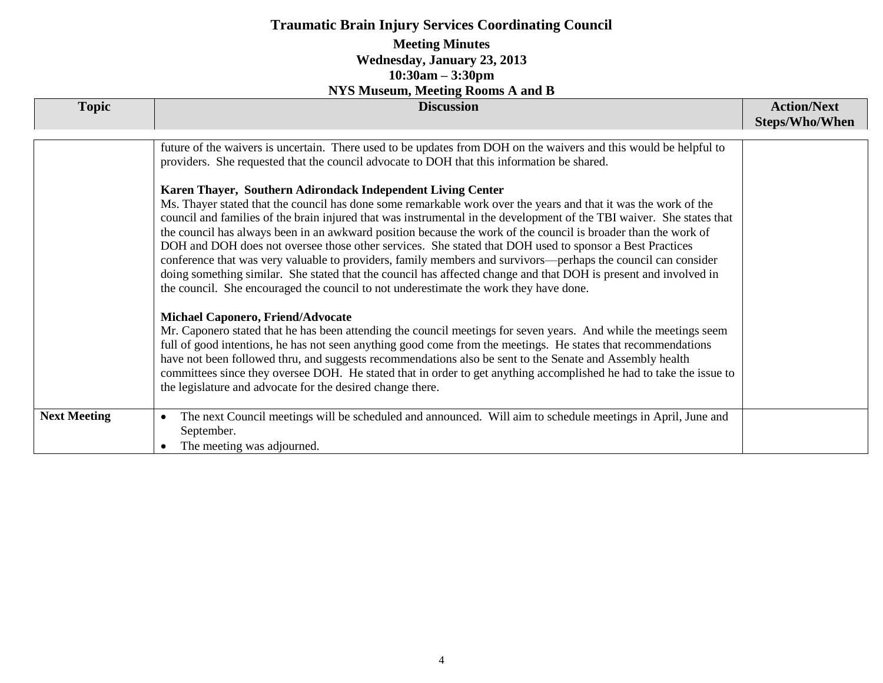# Traumatic Brain Injury Services Coordinating Council

**Meeting Minutes**
**Wednesday, January 23, 2013**
**10:30am – 3:30pm**
**NYS Museum, Meeting Rooms A and B**

| Topic | Discussion | Action/Next Steps/Who/When |
|---|---|---|
| | future of the waivers is uncertain. There used to be updates from DOH on the waivers and this would be helpful to providers. She requested that the council advocate to DOH that this information be shared.<br><br>**Karen Thayer, Southern Adirondack Independent Living Center**<br>Ms. Thayer stated that the council has done some remarkable work over the years and that it was the work of the council and families of the brain injured that was instrumental in the development of the TBI waiver. She states that the council has always been in an awkward position because the work of the council is broader than the work of DOH and DOH does not oversee those other services. She stated that DOH used to sponsor a Best Practices conference that was very valuable to providers, family members and survivors—perhaps the council can consider doing something similar. She stated that the council has affected change and that DOH is present and involved in the council. She encouraged the council to not underestimate the work they have done.<br><br>**Michael Caponero, Friend/Advocate**<br>Mr. Caponero stated that he has been attending the council meetings for seven years. And while the meetings seem full of good intentions, he has not seen anything good come from the meetings. He states that recommendations have not been followed thru, and suggests recommendations also be sent to the Senate and Assembly health committees since they oversee DOH. He stated that in order to get anything accomplished he had to take the issue to the legislature and advocate for the desired change there. | |
| **Next Meeting** | • The next Council meetings will be scheduled and announced. Will aim to schedule meetings in April, June and September.<br>• The meeting was adjourned. | |